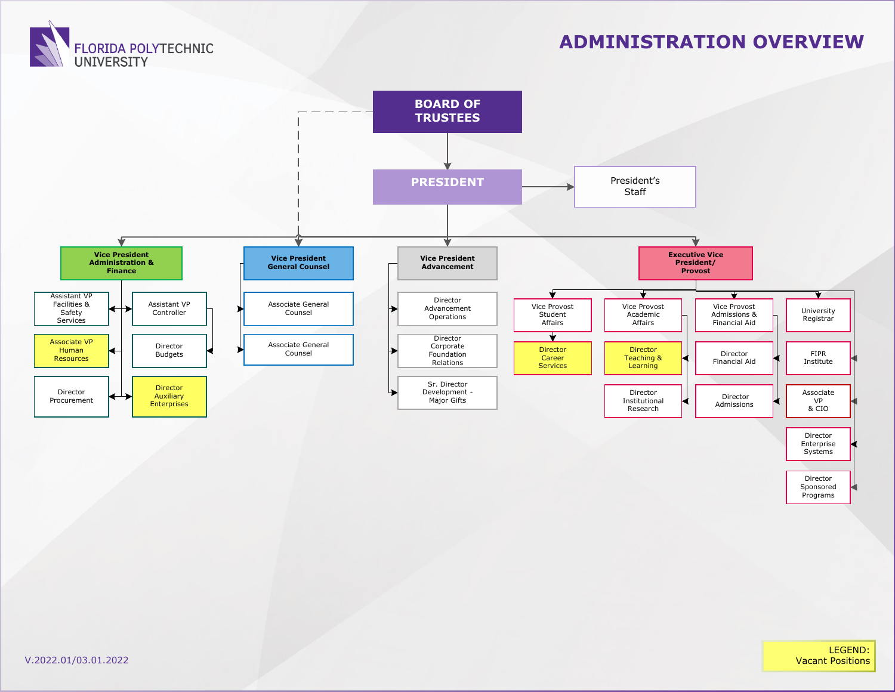FLORIDA POLYTECHNIC UNIVERSITY

# ADMINISTRATION OVERVIEW

- **BOARD OF TRUSTEES**
  - **PRESIDENT**
    - President's Staff
    - **Vice President Administration & Finance**
      - Assistant VP Facilities & Safety Services
      - Associate VP Human Resources
      - Director Procurement
      - Assistant VP Controller
        - Director Budgets
      - Director Auxiliary Enterprises
    - **Vice President General Counsel** (dashed line to Board of Trustees)
      - Associate General Counsel
      - Associate General Counsel
    - **Vice President Advancement**
      - Director Advancement Operations
      - Director Corporate Foundation Relations
      - Sr. Director Development - Major Gifts
    - **Executive Vice President/ Provost**
      - Vice Provost Student Affairs
        - Director Career Services
      - Vice Provost Academic Affairs
        - Director Teaching & Learning
        - Director Institutional Research
      - Vice Provost Admissions & Financial Aid
        - Director Financial Aid
        - Director Admissions
      - University Registrar
      - FIPR Institute
      - Associate VP & CIO
      - Director Enterprise Systems
      - Director Sponsored Programs

LEGEND: Vacant Positions (highlighted in yellow): Associate VP Human Resources; Director Auxiliary Enterprises; Director Career Services; Director Teaching & Learning

V.2022.01/03.01.2022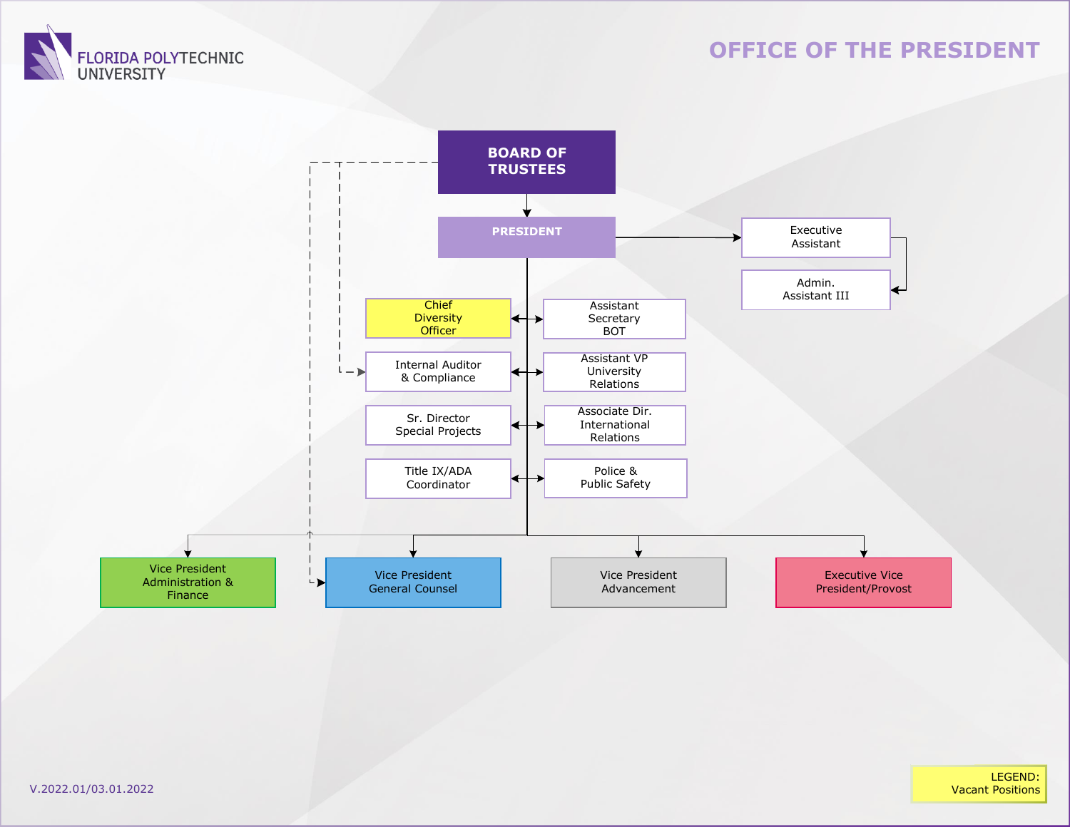FLORIDA POLYTECHNIC UNIVERSITY

# OFFICE OF THE PRESIDENT

**BOARD OF TRUSTEES**

**PRESIDENT**

- Executive Assistant
  - Admin. Assistant III
- Chief Diversity Officer
- Assistant Secretary BOT
- Internal Auditor & Compliance
- Assistant VP University Relations
- Sr. Director Special Projects
- Associate Dir. International Relations
- Title IX/ADA Coordinator
- Police & Public Safety
- Vice President Administration & Finance
- Vice President General Counsel
- Vice President Advancement
- Executive Vice President/Provost

LEGEND: Vacant Positions

V.2022.01/03.01.2022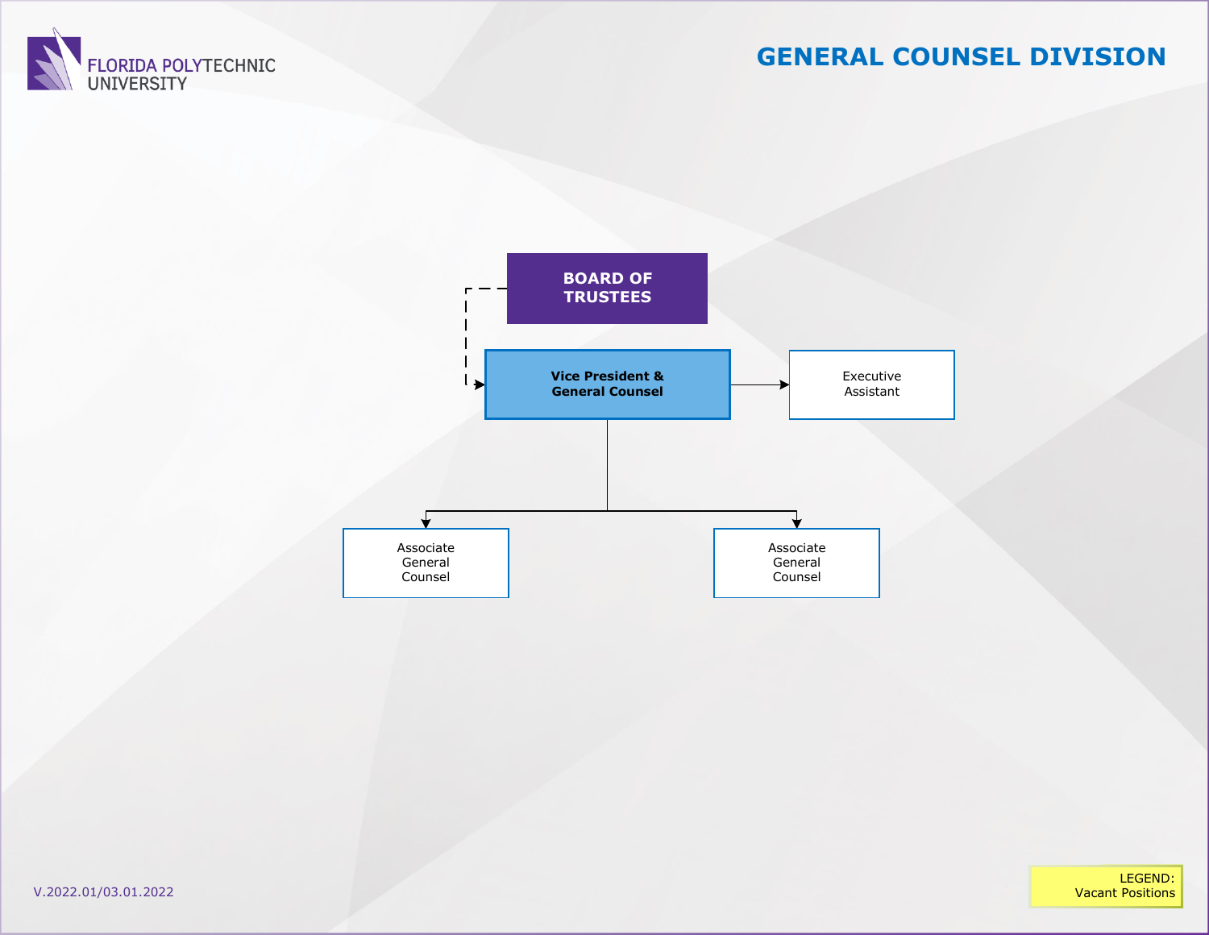FLORIDA POLYTECHNIC UNIVERSITY

# GENERAL COUNSEL DIVISION

- **BOARD OF TRUSTEES** (dotted line)
  - **Vice President & General Counsel**
    - Executive Assistant
    - Associate General Counsel
    - Associate General Counsel

V.2022.01/03.01.2022

LEGEND: Vacant Positions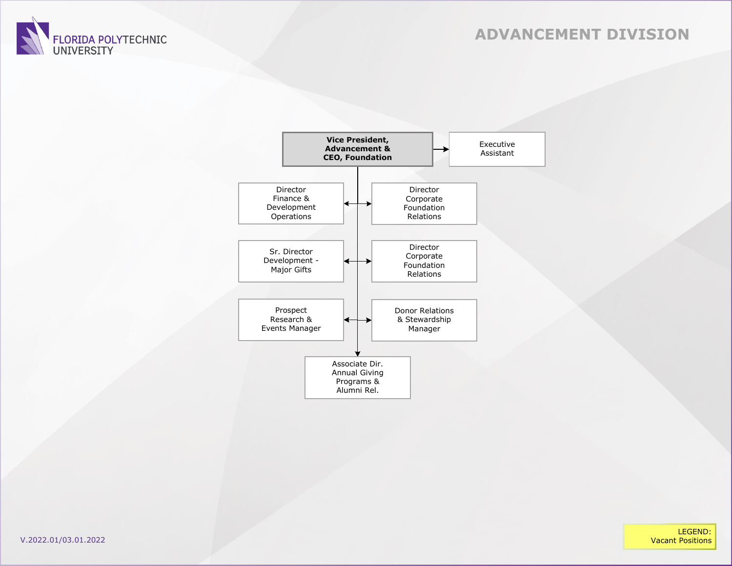FLORIDA POLYTECHNIC UNIVERSITY

# ADVANCEMENT DIVISION

- **Vice President, Advancement & CEO, Foundation**
  - Executive Assistant
  - Director Finance & Development Operations
  - Director Corporate Foundation Relations
  - Sr. Director Development - Major Gifts
  - Director Corporate Foundation Relations
  - Prospect Research & Events Manager
  - Donor Relations & Stewardship Manager
  - Associate Dir. Annual Giving Programs & Alumni Rel.

V.2022.01/03.01.2022

LEGEND: Vacant Positions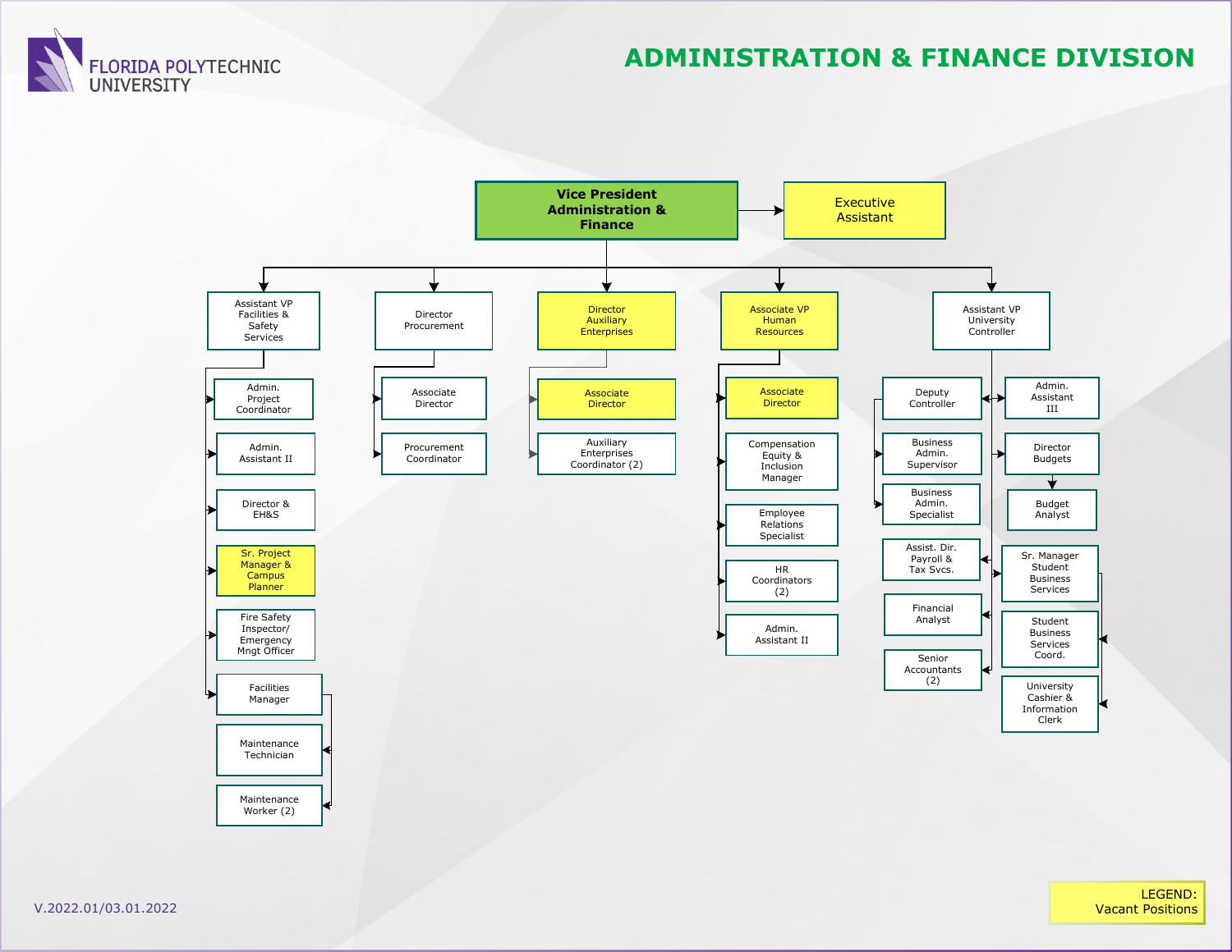FLORIDA POLYTECHNIC UNIVERSITY

# ADMINISTRATION & FINANCE DIVISION

- **Vice President Administration & Finance**
  - Executive Assistant *(vacant)*
  - Assistant VP Facilities & Safety Services
    - Admin. Project Coordinator
    - Admin. Assistant II
    - Director & EH&S
    - Sr. Project Manager & Campus Planner *(vacant)*
    - Fire Safety Inspector/ Emergency Mngt Officer
    - Facilities Manager
      - Maintenance Technician
      - Maintenance Worker (2)
  - Director Procurement
    - Associate Director
    - Procurement Coordinator
  - Director Auxiliary Enterprises *(vacant)*
    - Associate Director *(vacant)*
    - Auxiliary Enterprises Coordinator (2)
  - Associate VP Human Resources *(vacant)*
    - Associate Director *(vacant)*
    - Compensation Equity & Inclusion Manager
    - Employee Relations Specialist
    - HR Coordinators (2)
    - Admin. Assistant II
  - Assistant VP University Controller
    - Admin. Assistant III
    - Deputy Controller
      - Business Admin. Supervisor
      - Business Admin. Specialist
    - Director Budgets
      - Budget Analyst
    - Assist. Dir. Payroll & Tax Svcs.
    - Financial Analyst
    - Senior Accountants (2)
    - Sr. Manager Student Business Services
      - Student Business Services Coord.
      - University Cashier & Information Clerk

LEGEND: Vacant Positions (highlighted in yellow)

V.2022.01/03.01.2022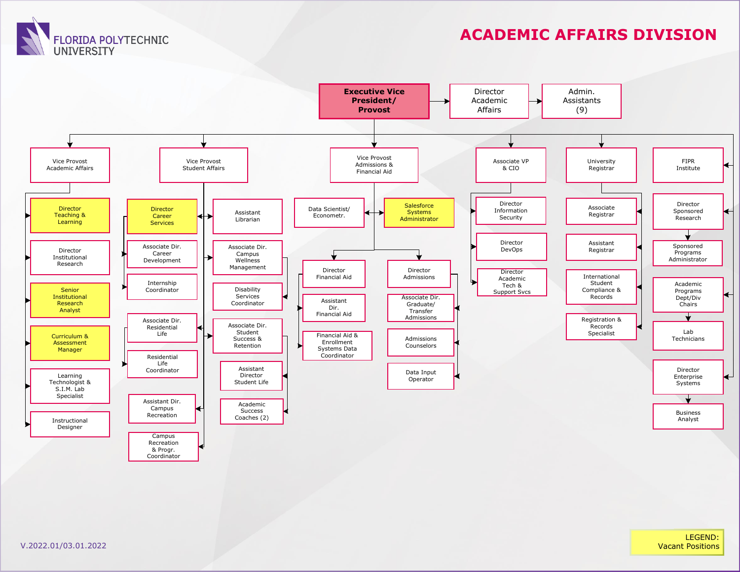# ACADEMIC AFFAIRS DIVISION

FLORIDA POLYTECHNIC UNIVERSITY

**Executive Vice President/ Provost** → Director Academic Affairs → Admin. Assistants (9)

## Vice Provost Academic Affairs
- Director Teaching & Learning *(Vacant)*
- Director Institutional Research
- Senior Institutional Research Analyst *(Vacant)*
- Curriculum & Assessment Manager *(Vacant)*
- Learning Technologist & S.I.M. Lab Specialist
- Instructional Designer

## Vice Provost Student Affairs
- Director Career Services *(Vacant)*
  - Associate Dir. Career Development
  - Internship Coordinator
- Assistant Librarian
- Associate Dir. Campus Wellness Management
  - Disability Services Coordinator
- Associate Dir. Residential Life
  - Residential Life Coordinator
- Associate Dir. Student Success & Retention
  - Assistant Director Student Life
  - Academic Success Coaches (2)
- Assistant Dir. Campus Recreation
  - Campus Recreation & Progr. Coordinator

## Vice Provost Admissions & Financial Aid
- Data Scientist/ Econometr.
- Salesforce Systems Administrator *(Vacant)*
- Director Financial Aid
  - Assistant Dir. Financial Aid
  - Financial Aid & Enrollment Systems Data Coordinator
- Director Admissions
  - Associate Dir. Graduate/ Transfer Admissions
  - Admissions Counselors
  - Data Input Operator

## Associate VP & CIO
- Director Information Security
- Director DevOps
- Director Academic Tech & Support Svcs

## University Registrar
- Associate Registrar
- Assistant Registrar
- International Student Compliance & Records
- Registration & Records Specialist

## FIPR Institute
- Director Sponsored Research
  - Sponsored Programs Administrator
- Academic Programs Dept/Div Chairs
  - Lab Technicians
- Director Enterprise Systems
  - Business Analyst

LEGEND: Vacant Positions (highlighted in yellow)

V.2022.01/03.01.2022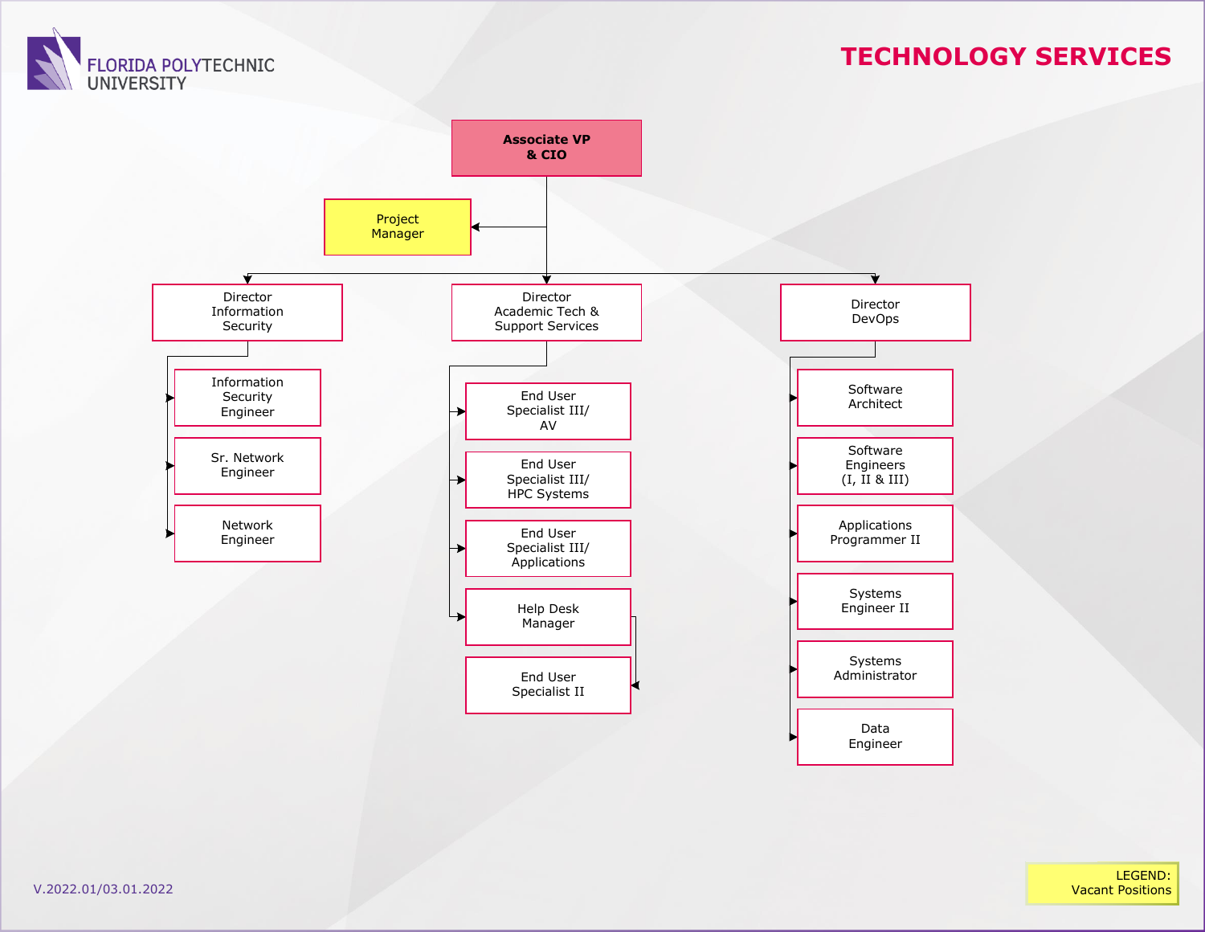FLORIDA POLYTECHNIC UNIVERSITY

# TECHNOLOGY SERVICES

- **Associate VP & CIO**
  - Project Manager
  - Director Information Security
    - Information Security Engineer
    - Sr. Network Engineer
    - Network Engineer
  - Director Academic Tech & Support Services
    - End User Specialist III/ AV
    - End User Specialist III/ HPC Systems
    - End User Specialist III/ Applications
    - Help Desk Manager
      - End User Specialist II
  - Director DevOps
    - Software Architect
    - Software Engineers (I, II & III)
    - Applications Programmer II
    - Systems Engineer II
    - Systems Administrator
    - Data Engineer

LEGEND: Vacant Positions

V.2022.01/03.01.2022